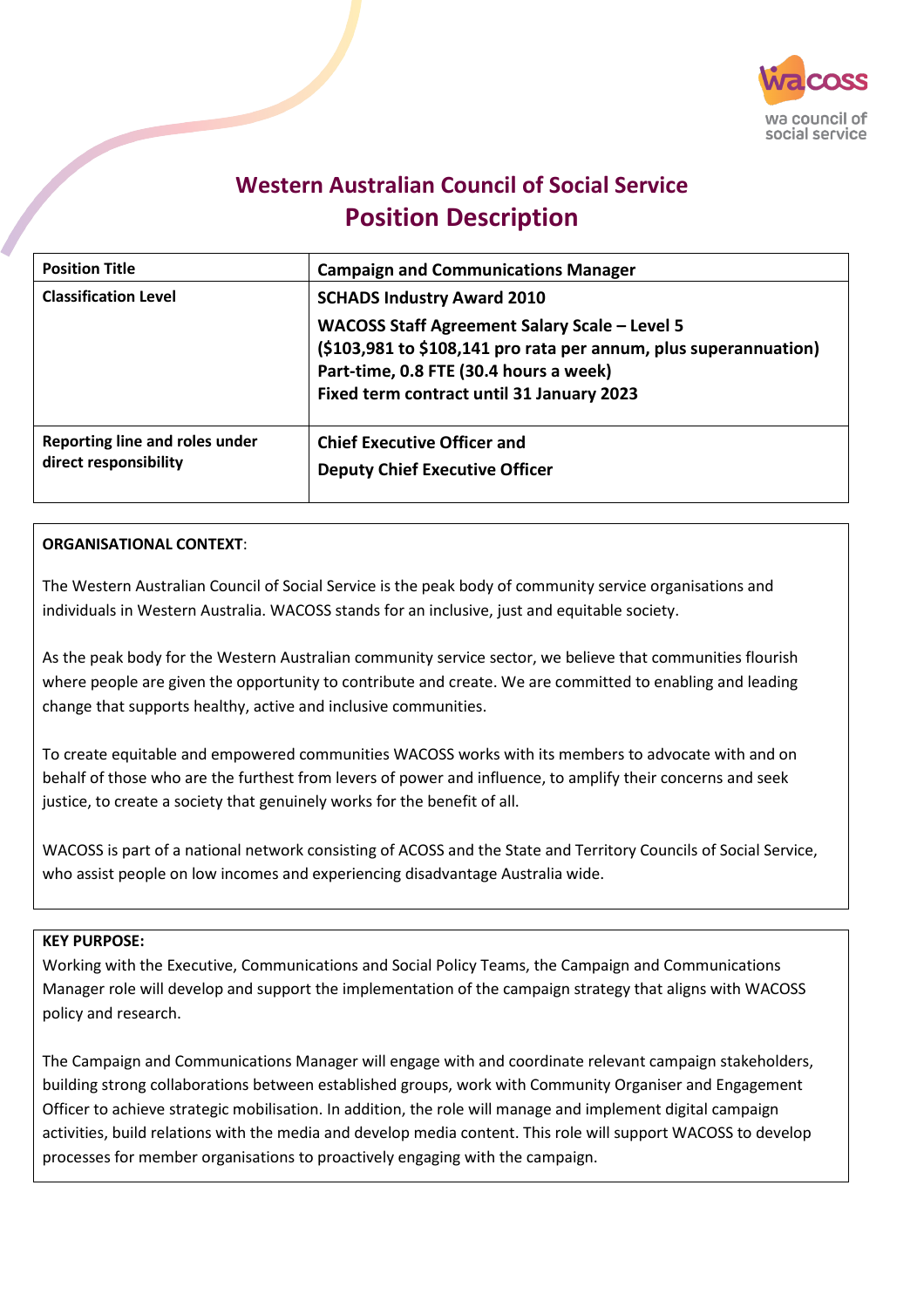# Western Australian Council of Social Service
## Position Description

| **Position Title** | **Campaign and Communications Manager** |
|---|---|
| **Classification Level** | **SCHADS Industry Award 2010**<br>**WACOSS Staff Agreement Salary Scale – Level 5 ($103,981 to $108,141 pro rata per annum, plus superannuation) Part-time, 0.8 FTE (30.4 hours a week) Fixed term contract until 31 January 2023** |
| **Reporting line and roles under direct responsibility** | **Chief Executive Officer and**<br>**Deputy Chief Executive Officer** |

**ORGANISATIONAL CONTEXT**:

The Western Australian Council of Social Service is the peak body of community service organisations and individuals in Western Australia. WACOSS stands for an inclusive, just and equitable society.

As the peak body for the Western Australian community service sector, we believe that communities flourish where people are given the opportunity to contribute and create. We are committed to enabling and leading change that supports healthy, active and inclusive communities.

To create equitable and empowered communities WACOSS works with its members to advocate with and on behalf of those who are the furthest from levers of power and influence, to amplify their concerns and seek justice, to create a society that genuinely works for the benefit of all.

WACOSS is part of a national network consisting of ACOSS and the State and Territory Councils of Social Service, who assist people on low incomes and experiencing disadvantage Australia wide.

**KEY PURPOSE:**

Working with the Executive, Communications and Social Policy Teams, the Campaign and Communications Manager role will develop and support the implementation of the campaign strategy that aligns with WACOSS policy and research.

The Campaign and Communications Manager will engage with and coordinate relevant campaign stakeholders, building strong collaborations between established groups, work with Community Organiser and Engagement Officer to achieve strategic mobilisation. In addition, the role will manage and implement digital campaign activities, build relations with the media and develop media content. This role will support WACOSS to develop processes for member organisations to proactively engaging with the campaign.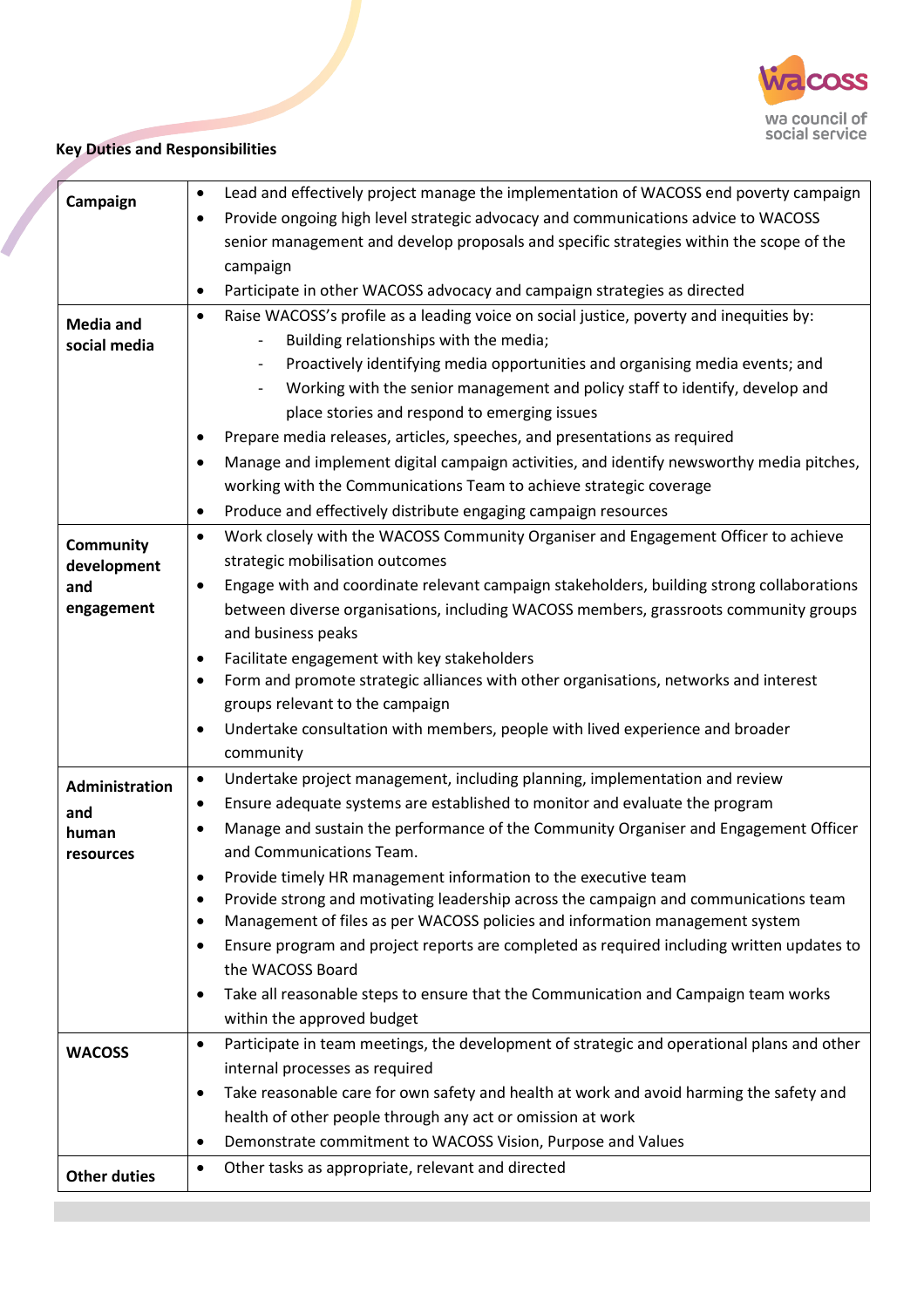**Key Duties and Responsibilities**

| | |
|---|---|
| **Campaign** | • Lead and effectively project manage the implementation of WACOSS end poverty campaign<br>• Provide ongoing high level strategic advocacy and communications advice to WACOSS senior management and develop proposals and specific strategies within the scope of the campaign<br>• Participate in other WACOSS advocacy and campaign strategies as directed |
| **Media and social media** | • Raise WACOSS's profile as a leading voice on social justice, poverty and inequities by:<br>  - Building relationships with the media;<br>  - Proactively identifying media opportunities and organising media events; and<br>  - Working with the senior management and policy staff to identify, develop and place stories and respond to emerging issues<br>• Prepare media releases, articles, speeches, and presentations as required<br>• Manage and implement digital campaign activities, and identify newsworthy media pitches, working with the Communications Team to achieve strategic coverage<br>• Produce and effectively distribute engaging campaign resources |
| **Community development and engagement** | • Work closely with the WACOSS Community Organiser and Engagement Officer to achieve strategic mobilisation outcomes<br>• Engage with and coordinate relevant campaign stakeholders, building strong collaborations between diverse organisations, including WACOSS members, grassroots community groups and business peaks<br>• Facilitate engagement with key stakeholders<br>• Form and promote strategic alliances with other organisations, networks and interest groups relevant to the campaign<br>• Undertake consultation with members, people with lived experience and broader community |
| **Administration and human resources** | • Undertake project management, including planning, implementation and review<br>• Ensure adequate systems are established to monitor and evaluate the program<br>• Manage and sustain the performance of the Community Organiser and Engagement Officer and Communications Team.<br>• Provide timely HR management information to the executive team<br>• Provide strong and motivating leadership across the campaign and communications team<br>• Management of files as per WACOSS policies and information management system<br>• Ensure program and project reports are completed as required including written updates to the WACOSS Board<br>• Take all reasonable steps to ensure that the Communication and Campaign team works within the approved budget |
| **WACOSS** | • Participate in team meetings, the development of strategic and operational plans and other internal processes as required<br>• Take reasonable care for own safety and health at work and avoid harming the safety and health of other people through any act or omission at work<br>• Demonstrate commitment to WACOSS Vision, Purpose and Values |
| **Other duties** | • Other tasks as appropriate, relevant and directed |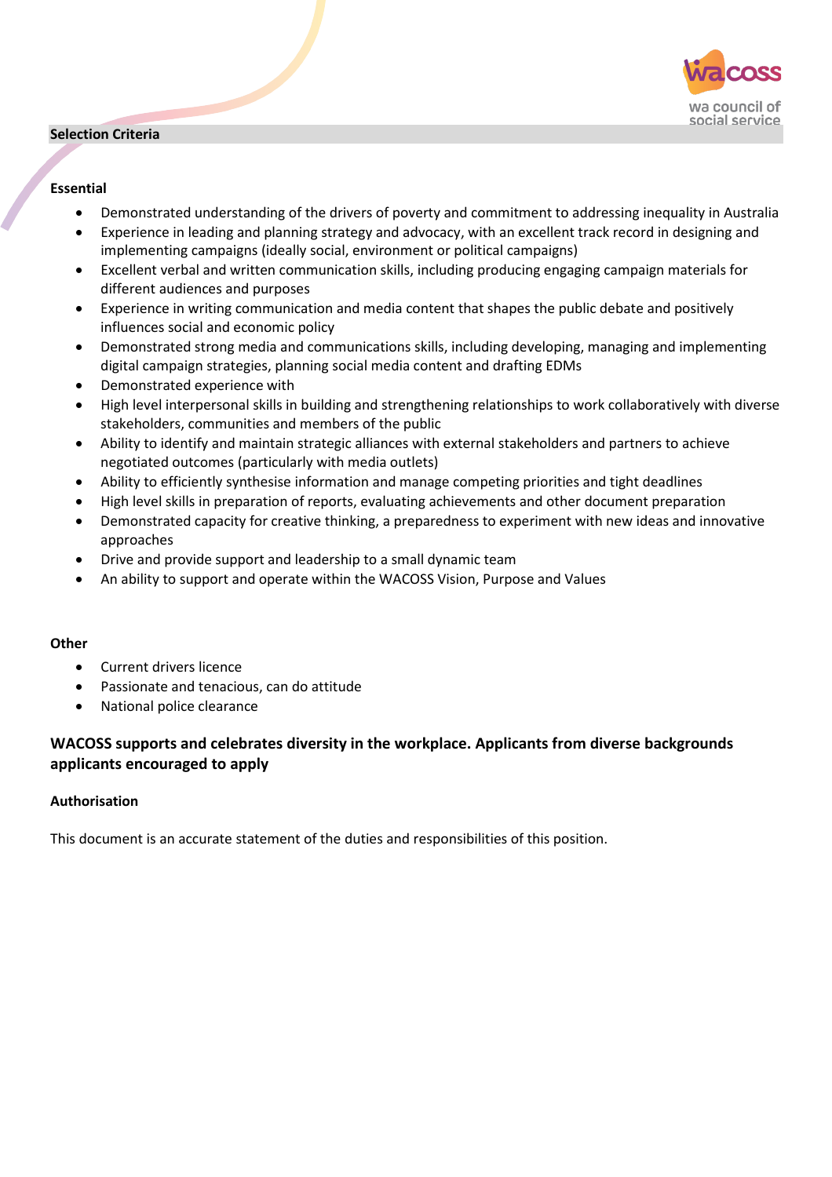## Selection Criteria

**Essential**

- Demonstrated understanding of the drivers of poverty and commitment to addressing inequality in Australia
- Experience in leading and planning strategy and advocacy, with an excellent track record in designing and implementing campaigns (ideally social, environment or political campaigns)
- Excellent verbal and written communication skills, including producing engaging campaign materials for different audiences and purposes
- Experience in writing communication and media content that shapes the public debate and positively influences social and economic policy
- Demonstrated strong media and communications skills, including developing, managing and implementing digital campaign strategies, planning social media content and drafting EDMs
- Demonstrated experience with
- High level interpersonal skills in building and strengthening relationships to work collaboratively with diverse stakeholders, communities and members of the public
- Ability to identify and maintain strategic alliances with external stakeholders and partners to achieve negotiated outcomes (particularly with media outlets)
- Ability to efficiently synthesise information and manage competing priorities and tight deadlines
- High level skills in preparation of reports, evaluating achievements and other document preparation
- Demonstrated capacity for creative thinking, a preparedness to experiment with new ideas and innovative approaches
- Drive and provide support and leadership to a small dynamic team
- An ability to support and operate within the WACOSS Vision, Purpose and Values

**Other**

- Current drivers licence
- Passionate and tenacious, can do attitude
- National police clearance

**WACOSS supports and celebrates diversity in the workplace. Applicants from diverse backgrounds applicants encouraged to apply**

**Authorisation**

This document is an accurate statement of the duties and responsibilities of this position.